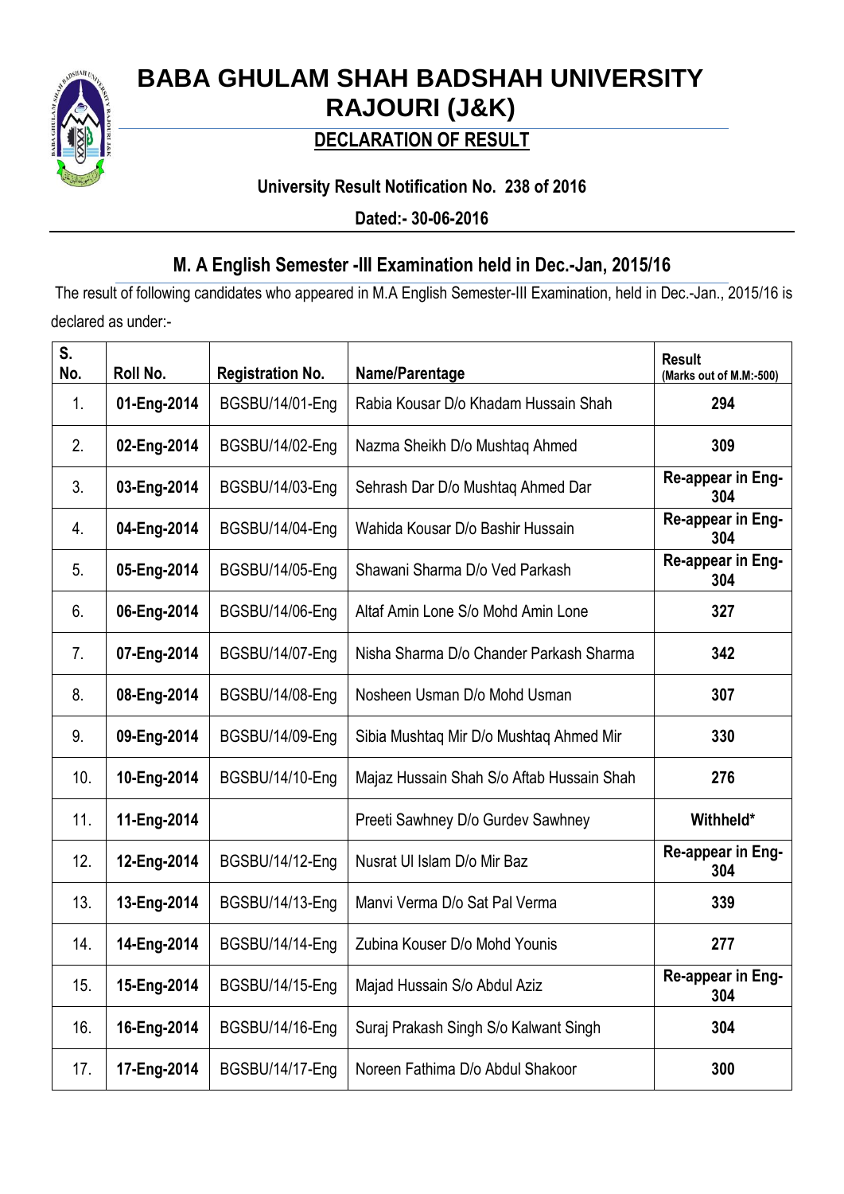# BABA GHULAM SHAH BADSHAH UNIVERSITY RAJOURI (J&K)

## DECLARATION OF RESULT

**University Result Notification No. 238 of 2016**

**Dated:- 30-06-2016**

### M. A English Semester -III Examination held in Dec.-Jan, 2015/16

The result of following candidates who appeared in M.A English Semester-III Examination, held in Dec.-Jan., 2015/16 is declared as under:-

| S. No. | Roll No. | Registration No. | Name/Parentage | Result (Marks out of M.M:-500) |
|---|---|---|---|---|
| 1. | **01-Eng-2014** | BGSBU/14/01-Eng | Rabia Kousar D/o Khadam Hussain Shah | **294** |
| 2. | **02-Eng-2014** | BGSBU/14/02-Eng | Nazma Sheikh D/o Mushtaq Ahmed | **309** |
| 3. | **03-Eng-2014** | BGSBU/14/03-Eng | Sehrash Dar D/o Mushtaq Ahmed Dar | **Re-appear in Eng-304** |
| 4. | **04-Eng-2014** | BGSBU/14/04-Eng | Wahida Kousar D/o Bashir Hussain | **Re-appear in Eng-304** |
| 5. | **05-Eng-2014** | BGSBU/14/05-Eng | Shawani Sharma D/o Ved Parkash | **Re-appear in Eng-304** |
| 6. | **06-Eng-2014** | BGSBU/14/06-Eng | Altaf Amin Lone S/o Mohd Amin Lone | **327** |
| 7. | **07-Eng-2014** | BGSBU/14/07-Eng | Nisha Sharma D/o Chander Parkash Sharma | **342** |
| 8. | **08-Eng-2014** | BGSBU/14/08-Eng | Nosheen Usman D/o Mohd Usman | **307** |
| 9. | **09-Eng-2014** | BGSBU/14/09-Eng | Sibia Mushtaq Mir D/o Mushtaq Ahmed Mir | **330** |
| 10. | **10-Eng-2014** | BGSBU/14/10-Eng | Majaz Hussain Shah S/o Aftab Hussain Shah | **276** |
| 11. | **11-Eng-2014** | | Preeti Sawhney D/o Gurdev Sawhney | **Withheld*** |
| 12. | **12-Eng-2014** | BGSBU/14/12-Eng | Nusrat Ul Islam D/o Mir Baz | **Re-appear in Eng-304** |
| 13. | **13-Eng-2014** | BGSBU/14/13-Eng | Manvi Verma D/o Sat Pal Verma | **339** |
| 14. | **14-Eng-2014** | BGSBU/14/14-Eng | Zubina Kouser D/o Mohd Younis | **277** |
| 15. | **15-Eng-2014** | BGSBU/14/15-Eng | Majad Hussain S/o Abdul Aziz | **Re-appear in Eng-304** |
| 16. | **16-Eng-2014** | BGSBU/14/16-Eng | Suraj Prakash Singh S/o Kalwant Singh | **304** |
| 17. | **17-Eng-2014** | BGSBU/14/17-Eng | Noreen Fathima D/o Abdul Shakoor | **300** |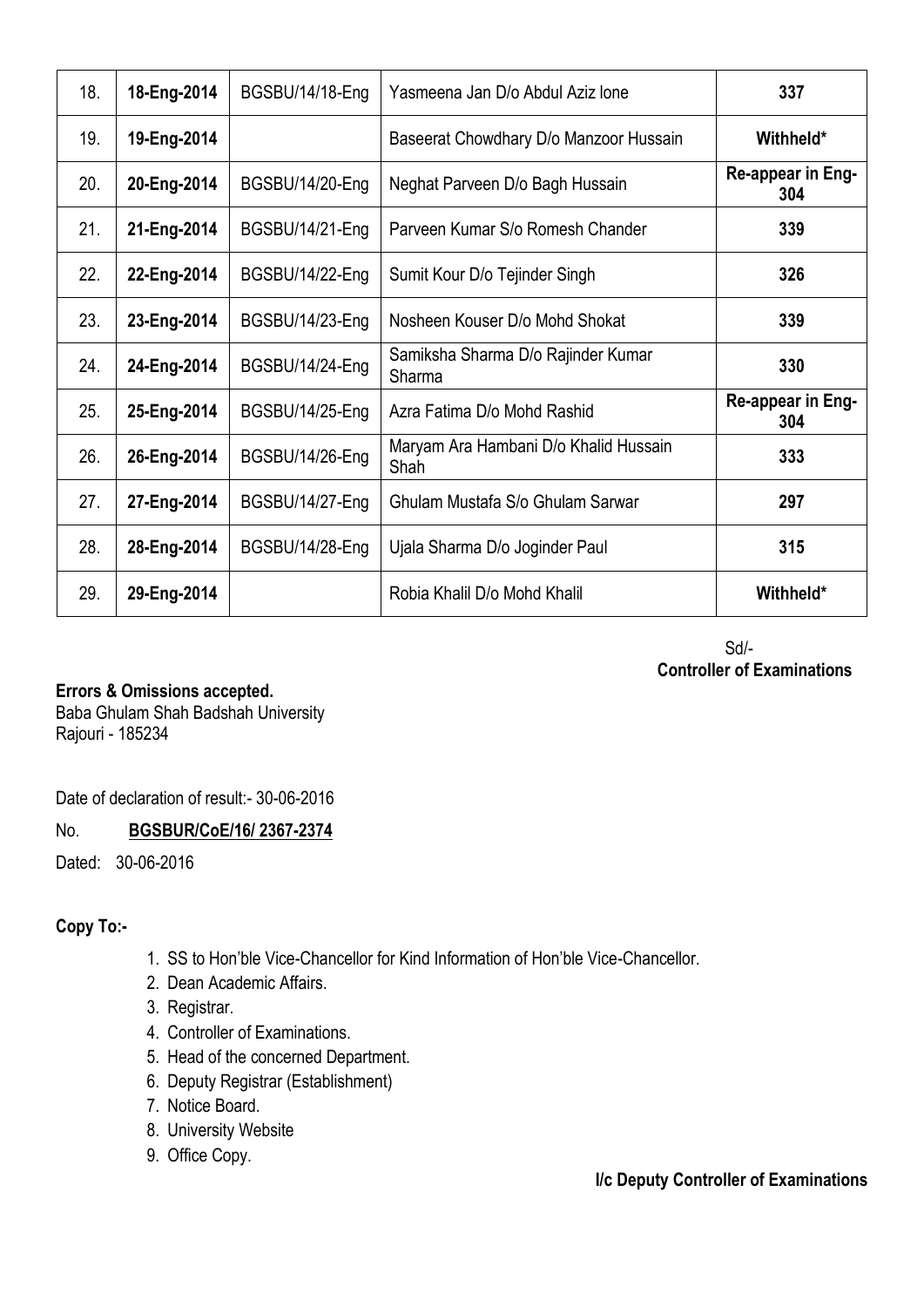| | | | | |
|---|---|---|---|---|
| 18. | **18-Eng-2014** | BGSBU/14/18-Eng | Yasmeena Jan D/o Abdul Aziz lone | **337** |
| 19. | **19-Eng-2014** | | Baseerat Chowdhary D/o Manzoor Hussain | **Withheld*** |
| 20. | **20-Eng-2014** | BGSBU/14/20-Eng | Neghat Parveen D/o Bagh Hussain | **Re-appear in Eng-304** |
| 21. | **21-Eng-2014** | BGSBU/14/21-Eng | Parveen Kumar S/o Romesh Chander | **339** |
| 22. | **22-Eng-2014** | BGSBU/14/22-Eng | Sumit Kour D/o Tejinder Singh | **326** |
| 23. | **23-Eng-2014** | BGSBU/14/23-Eng | Nosheen Kouser D/o Mohd Shokat | **339** |
| 24. | **24-Eng-2014** | BGSBU/14/24-Eng | Samiksha Sharma D/o Rajinder Kumar Sharma | **330** |
| 25. | **25-Eng-2014** | BGSBU/14/25-Eng | Azra Fatima D/o Mohd Rashid | **Re-appear in Eng-304** |
| 26. | **26-Eng-2014** | BGSBU/14/26-Eng | Maryam Ara Hambani D/o Khalid Hussain Shah | **333** |
| 27. | **27-Eng-2014** | BGSBU/14/27-Eng | Ghulam Mustafa S/o Ghulam Sarwar | **297** |
| 28. | **28-Eng-2014** | BGSBU/14/28-Eng | Ujala Sharma D/o Joginder Paul | **315** |
| 29. | **29-Eng-2014** | | Robia Khalil D/o Mohd Khalil | **Withheld*** |

Sd/-
**Controller of Examinations**

**Errors & Omissions accepted.**
Baba Ghulam Shah Badshah University
Rajouri - 185234

Date of declaration of result:- 30-06-2016

No. **BGSBUR/CoE/16/ 2367-2374**

Dated: 30-06-2016

**Copy To:-**

1. SS to Hon'ble Vice-Chancellor for Kind Information of Hon'ble Vice-Chancellor.
2. Dean Academic Affairs.
3. Registrar.
4. Controller of Examinations.
5. Head of the concerned Department.
6. Deputy Registrar (Establishment)
7. Notice Board.
8. University Website
9. Office Copy.

**I/c Deputy Controller of Examinations**